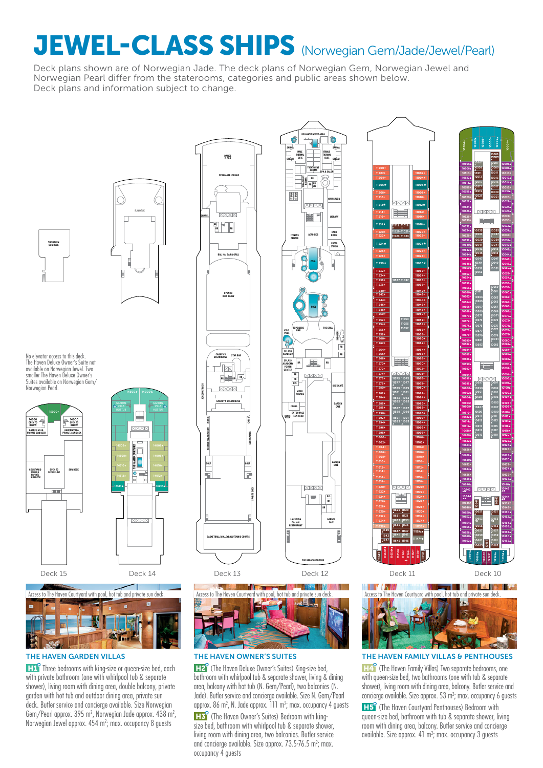# JEWEL-CLASS SHIPS (Norwegian Gem/Jade/Jewel/Pearl)

Deck plans shown are of Norwegian Jade. The deck plans of Norwegian Gem, Norwegian Jewel and Norwegian Pearl differ from the staterooms, categories and public areas shown below.
Deck plans and information subject to change.

No elevator access to this deck. The Haven Deluxe Owner's Suite not available on Norwegian Jewel. Two smaller The Haven Deluxe Owner's Suites available on Norwegian Gem/Norwegian Pearl.

Deck 15 | Deck 14 | Deck 13 | Deck 12 | Deck 11 | Deck 10

Access to The Haven Courtyard with pool, hot tub and private sun deck.

## THE HAVEN GARDEN VILLAS

**H1** Three bedrooms with king-size or queen-size bed, each with private bathroom (one with whirlpool tub & separate shower), living room with dining area, double balcony, private garden with hot tub and outdoor dining area, private sun deck. Butler service and concierge available. Size Norwegian Gem/Pearl approx. 395 m², Norwegian Jade approx. 438 m², Norwegian Jewel approx. 454 m²; max. occupancy 8 guests

Access to The Haven Courtyard with pool, hot tub and private sun deck.

## THE HAVEN OWNER'S SUITES

**H2** (The Haven Deluxe Owner's Suites) King-size bed, bathroom with whirlpool tub & separate shower, living & dining area, balcony with hot tub (N. Gem/Pearl), two balconies (N. Jade). Butler service and concierge available. Size N. Gem/Pearl approx. 86 m², N. Jade approx. 111 m²; max. occupancy 4 guests

**H3** (The Haven Owner's Suites) Bedroom with king-size bed, bathroom with whirlpool tub & separate shower, living room with dining area, two balconies. Butler service and concierge available. Size approx. 73.5-76.5 m²; max. occupancy 4 guests

Access to The Haven Courtyard with pool, hot tub and private sun deck.

## THE HAVEN FAMILY VILLAS & PENTHOUSES

**H4** (The Haven Family Villas) Two separate bedrooms, one with queen-size bed, two bathrooms (one with tub & separate shower), living room with dining area, balcony. Butler service and concierge available. Size approx. 53 m²; max. occupancy 6 guests

**H5** (The Haven Courtyard Penthouses) Bedroom with queen-size bed, bathroom with tub & separate shower, living room with dining area, balcony. Butler service and concierge available. Size approx. 41 m²; max. occupancy 3 guests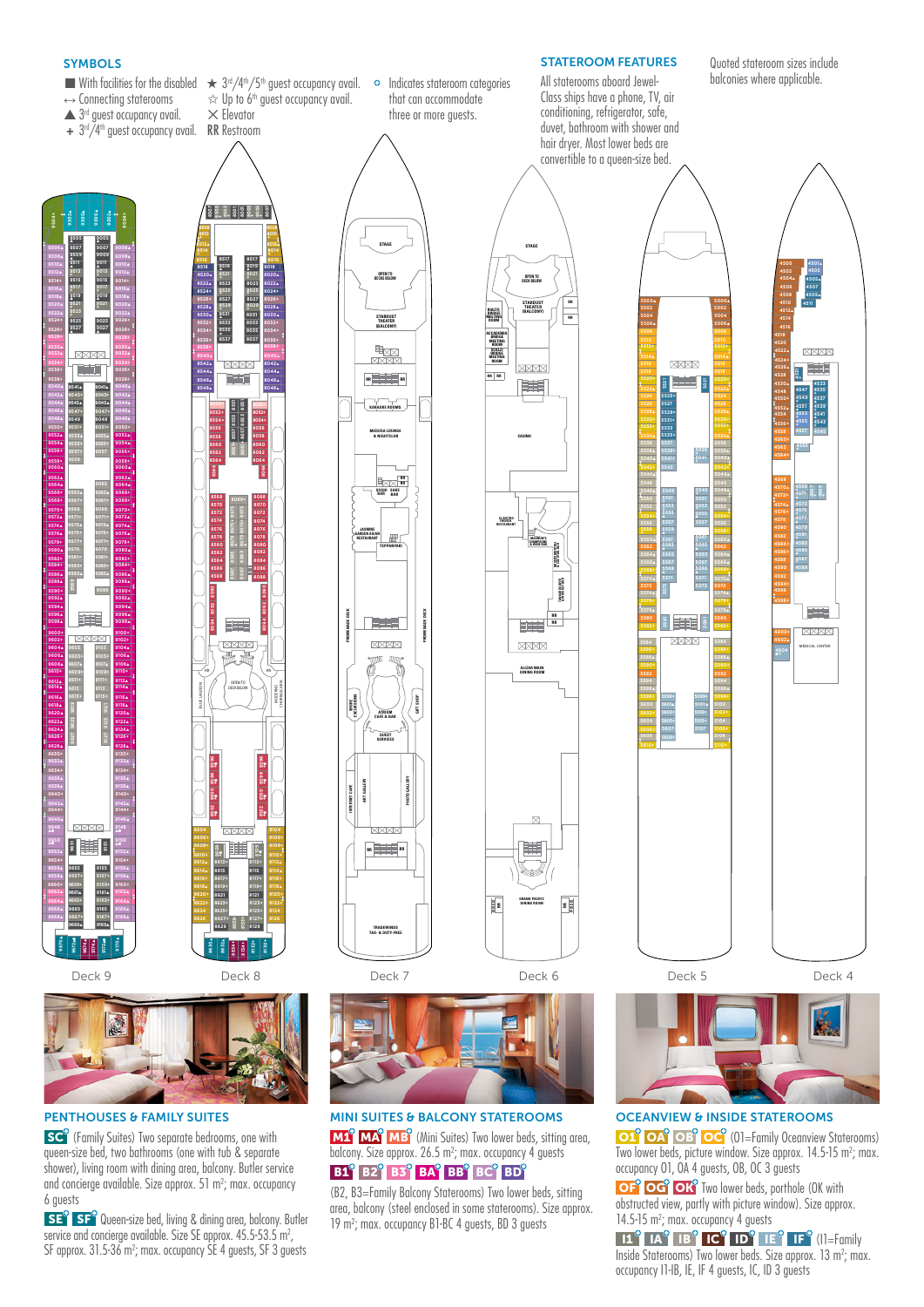## SYMBOLS

■ With facilities for the disabled
↔ Connecting staterooms
▲ 3rd guest occupancy avail.
+ 3rd/4th guest occupancy avail.
★ 3rd/4th/5th guest occupancy avail.
☆ Up to 6th guest occupancy avail.
✕ Elevator
RR Restroom
∘ Indicates stateroom categories that can accommodate three or more guests.

## STATEROOM FEATURES

All staterooms aboard Jewel-Class ships have a phone, TV, air conditioning, refrigerator, safe, duvet, bathroom with shower and hair dryer. Most lower beds are convertible to a queen-size bed.

Quoted stateroom sizes include balconies where applicable.

Deck 9

Deck 8

Deck 7

Deck 6

Deck 5

Deck 4

## PENTHOUSES & FAMILY SUITES

**SC** (Family Suites) Two separate bedrooms, one with queen-size bed, two bathrooms (one with tub & separate shower), living room with dining area, balcony. Butler service and concierge available. Size approx. 51 m²; max. occupancy 6 guests

**SE SF** Queen-size bed, living & dining area, balcony. Butler service and concierge available. Size SE approx. 45.5-53.5 m², SF approx. 31.5-36 m²; max. occupancy SE 4 guests, SF 3 guests

## MINI SUITES & BALCONY STATEROOMS

**M1 MA MB** (Mini Suites) Two lower beds, sitting area, balcony. Size approx. 26.5 m²; max. occupancy 4 guests

**B1 B2 B3 BA BB BC BD**

(B2, B3=Family Balcony Staterooms) Two lower beds, sitting area, balcony (steel enclosed in some staterooms). Size approx. 19 m²; max. occupancy B1-BC 4 guests, BD 3 guests

## OCEANVIEW & INSIDE STATEROOMS

**O1 OA OB OC** (O1=Family Oceanview Staterooms) Two lower beds, picture window. Size approx. 14.5-15 m²; max. occupancy O1, OA 4 guests, OB, OC 3 guests

**OF OG OK** Two lower beds, porthole (OK with obstructed view, partly with picture window). Size approx. 14.5-15 m²; max. occupancy 4 guests

**I1 IA IB IC ID IE IF** (I1=Family Inside Staterooms) Two lower beds. Size approx. 13 m²; max. occupancy I1-IB, IE, IF 4 guests, IC, ID 3 guests